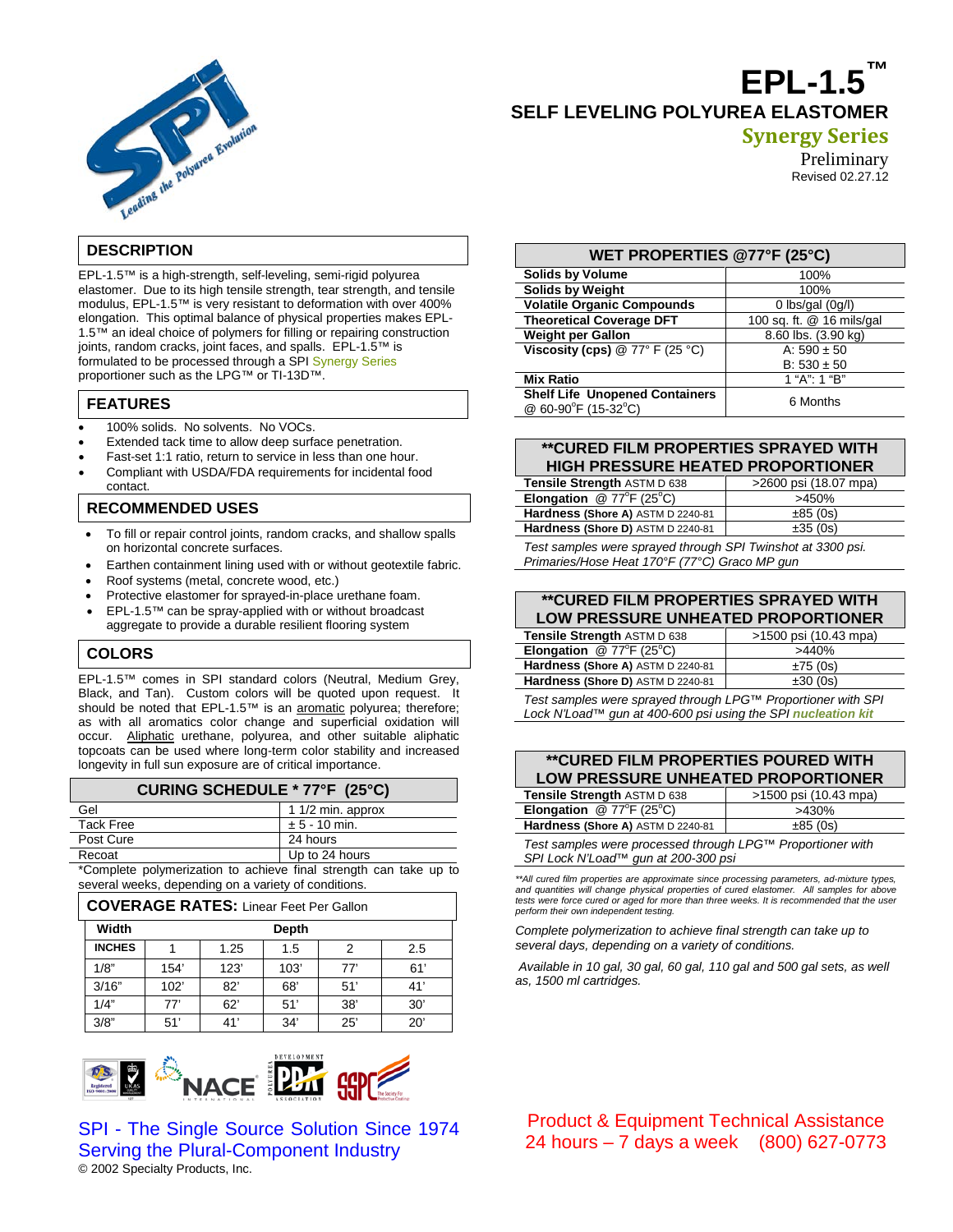# EPL-1.5™

## SELF LEVELING POLYUREA ELASTOMER

**Synergy Series**

Preliminary

Revised 02.27.12

## DESCRIPTION

EPL-1.5™ is a high-strength, self-leveling, semi-rigid polyurea elastomer. Due to its high tensile strength, tear strength, and tensile modulus, EPL-1.5™ is very resistant to deformation with over 400% elongation. This optimal balance of physical properties makes EPL-1.5™ an ideal choice of polymers for filling or repairing construction joints, random cracks, joint faces, and spalls. EPL-1.5™ is formulated to be processed through a SPI Synergy Series proportioner such as the LPG™ or TI-13D™.

## FEATURES

- 100% solids. No solvents. No VOCs.
- Extended tack time to allow deep surface penetration.
- Fast-set 1:1 ratio, return to service in less than one hour.
- Compliant with USDA/FDA requirements for incidental food contact.

## RECOMMENDED USES

- To fill or repair control joints, random cracks, and shallow spalls on horizontal concrete surfaces.
- Earthen containment lining used with or without geotextile fabric.
- Roof systems (metal, concrete wood, etc.)
- Protective elastomer for sprayed-in-place urethane foam.
- EPL-1.5™ can be spray-applied with or without broadcast aggregate to provide a durable resilient flooring system

## COLORS

EPL-1.5™ comes in SPI standard colors (Neutral, Medium Grey, Black, and Tan). Custom colors will be quoted upon request. It should be noted that EPL-1.5™ is an aromatic polyurea; therefore; as with all aromatics color change and superficial oxidation will occur. Aliphatic urethane, polyurea, and other suitable aliphatic topcoats can be used where long-term color stability and increased longevity in full sun exposure are of critical importance.

| CURING SCHEDULE * 77°F (25°C) | |
|---|---|
| Gel | 1 1/2 min. approx |
| Tack Free | ± 5 - 10 min. |
| Post Cure | 24 hours |
| Recoat | Up to 24 hours |

*Complete polymerization to achieve final strength can take up to several weeks, depending on a variety of conditions.

## COVERAGE RATES: Linear Feet Per Gallon

| Width | Depth | | | | |
|---|---|---|---|---|---|
| INCHES | 1 | 1.25 | 1.5 | 2 | 2.5 |
| 1/8" | 154' | 123' | 103' | 77' | 61' |
| 3/16" | 102' | 82' | 68' | 51' | 41' |
| 1/4" | 77' | 62' | 51' | 38' | 30' |
| 3/8" | 51' | 41' | 34' | 25' | 20' |

| WET PROPERTIES @77°F (25°C) | |
|---|---|
| Solids by Volume | 100% |
| Solids by Weight | 100% |
| Volatile Organic Compounds | 0 lbs/gal (0g/l) |
| Theoretical Coverage DFT | 100 sq. ft. @ 16 mils/gal |
| Weight per Gallon | 8.60 lbs. (3.90 kg) |
| Viscosity (cps) @ 77° F (25 °C) | A: 590 ± 50<br>B: 530 ± 50 |
| Mix Ratio | 1 "A": 1 "B" |
| Shelf Life Unopened Containers @ 60-90°F (15-32°C) | 6 Months |

| **CURED FILM PROPERTIES SPRAYED WITH HIGH PRESSURE HEATED PROPORTIONER | |
|---|---|
| Tensile Strength ASTM D 638 | >2600 psi (18.07 mpa) |
| Elongation @ 77°F (25°C) | >450% |
| Hardness (Shore A) ASTM D 2240-81 | ±85 (0s) |
| Hardness (Shore D) ASTM D 2240-81 | ±35 (0s) |

*Test samples were sprayed through SPI Twinshot at 3300 psi. Primaries/Hose Heat 170°F (77°C) Graco MP gun*

| **CURED FILM PROPERTIES SPRAYED WITH LOW PRESSURE UNHEATED PROPORTIONER | |
|---|---|
| Tensile Strength ASTM D 638 | >1500 psi (10.43 mpa) |
| Elongation @ 77°F (25°C) | >440% |
| Hardness (Shore A) ASTM D 2240-81 | ±75 (0s) |
| Hardness (Shore D) ASTM D 2240-81 | ±30 (0s) |

*Test samples were sprayed through LPG™ Proportioner with SPI Lock N'Load™ gun at 400-600 psi using the SPI nucleation kit*

| **CURED FILM PROPERTIES POURED WITH LOW PRESSURE UNHEATED PROPORTIONER | |
|---|---|
| Tensile Strength ASTM D 638 | >1500 psi (10.43 mpa) |
| Elongation @ 77°F (25°C) | >430% |
| Hardness (Shore A) ASTM D 2240-81 | ±85 (0s) |

*Test samples were processed through LPG™ Proportioner with SPI Lock N'Load™ gun at 200-300 psi*

*\*\*All cured film properties are approximate since processing parameters, ad-mixture types, and quantities will change physical properties of cured elastomer. All samples for above tests were force cured or aged for more than three weeks. It is recommended that the user perform their own independent testing.*

*Complete polymerization to achieve final strength can take up to several days, depending on a variety of conditions.*

*Available in 10 gal, 30 gal, 60 gal, 110 gal and 500 gal sets, as well as, 1500 ml cartridges.*

SPI - The Single Source Solution Since 1974
Serving the Plural-Component Industry
© 2002 Specialty Products, Inc.

Product & Equipment Technical Assistance
24 hours – 7 days a week (800) 627-0773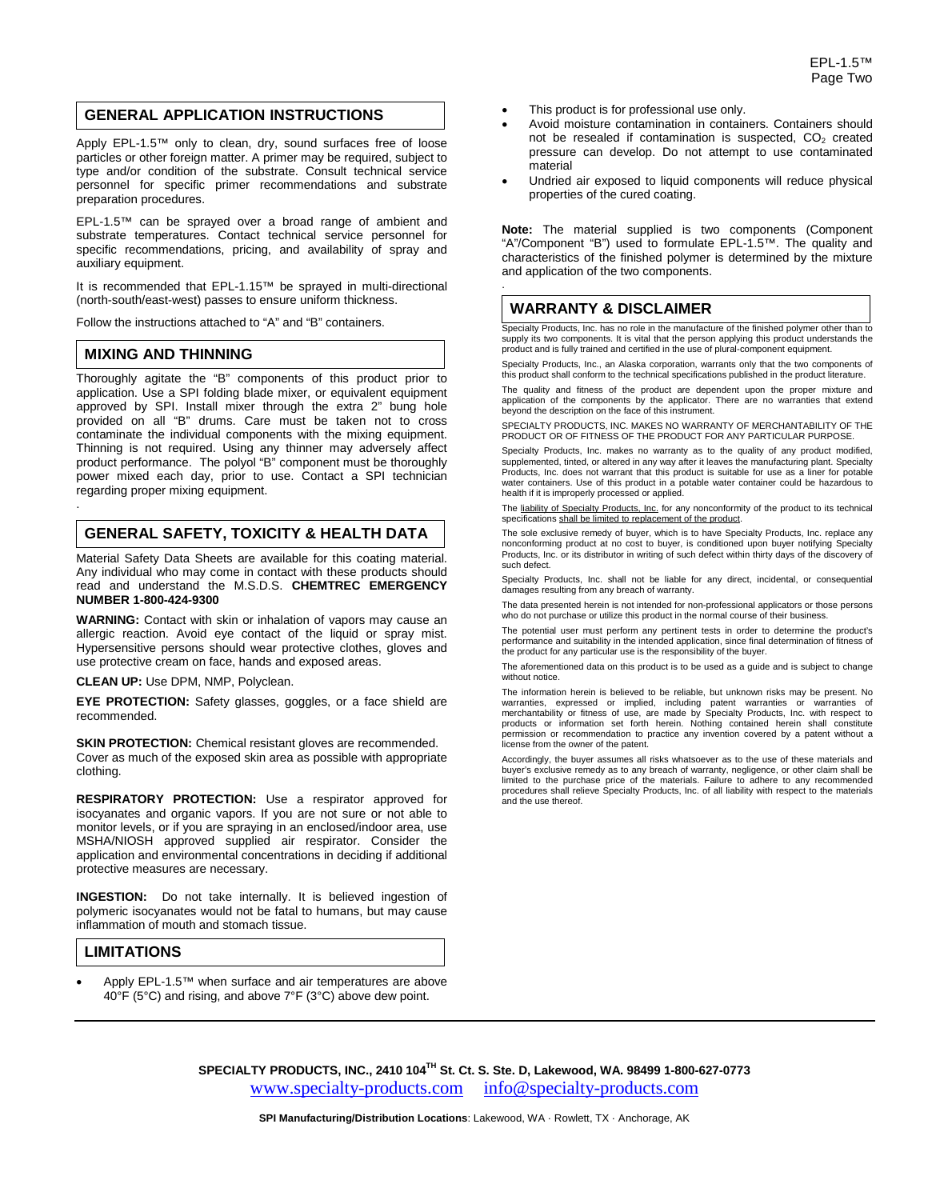## GENERAL APPLICATION INSTRUCTIONS

Apply EPL-1.5™ only to clean, dry, sound surfaces free of loose particles or other foreign matter. A primer may be required, subject to type and/or condition of the substrate. Consult technical service personnel for specific primer recommendations and substrate preparation procedures.

EPL-1.5™ can be sprayed over a broad range of ambient and substrate temperatures. Contact technical service personnel for specific recommendations, pricing, and availability of spray and auxiliary equipment.

It is recommended that EPL-1.15™ be sprayed in multi-directional (north-south/east-west) passes to ensure uniform thickness.

Follow the instructions attached to "A" and "B" containers.

## MIXING AND THINNING

Thoroughly agitate the "B" components of this product prior to application. Use a SPI folding blade mixer, or equivalent equipment approved by SPI. Install mixer through the extra 2" bung hole provided on all "B" drums. Care must be taken not to cross contaminate the individual components with the mixing equipment. Thinning is not required. Using any thinner may adversely affect product performance. The polyol "B" component must be thoroughly power mixed each day, prior to use. Contact a SPI technician regarding proper mixing equipment.

## GENERAL SAFETY, TOXICITY & HEALTH DATA

Material Safety Data Sheets are available for this coating material. Any individual who may come in contact with these products should read and understand the M.S.D.S. **CHEMTREC EMERGENCY NUMBER 1-800-424-9300**

**WARNING:** Contact with skin or inhalation of vapors may cause an allergic reaction. Avoid eye contact of the liquid or spray mist. Hypersensitive persons should wear protective clothes, gloves and use protective cream on face, hands and exposed areas.

**CLEAN UP:** Use DPM, NMP, Polyclean.

**EYE PROTECTION:** Safety glasses, goggles, or a face shield are recommended.

**SKIN PROTECTION:** Chemical resistant gloves are recommended. Cover as much of the exposed skin area as possible with appropriate clothing.

**RESPIRATORY PROTECTION:** Use a respirator approved for isocyanates and organic vapors. If you are not sure or not able to monitor levels, or if you are spraying in an enclosed/indoor area, use MSHA/NIOSH approved supplied air respirator. Consider the application and environmental concentrations in deciding if additional protective measures are necessary.

**INGESTION:** Do not take internally. It is believed ingestion of polymeric isocyanates would not be fatal to humans, but may cause inflammation of mouth and stomach tissue.

## LIMITATIONS

- Apply EPL-1.5™ when surface and air temperatures are above 40°F (5°C) and rising, and above 7°F (3°C) above dew point.
- This product is for professional use only.
- Avoid moisture contamination in containers. Containers should not be resealed if contamination is suspected, $CO_2$ created pressure can develop. Do not attempt to use contaminated material
- Undried air exposed to liquid components will reduce physical properties of the cured coating.

**Note:** The material supplied is two components (Component "A"/Component "B") used to formulate EPL-1.5™. The quality and characteristics of the finished polymer is determined by the mixture and application of the two components.

## WARRANTY & DISCLAIMER

Specialty Products, Inc. has no role in the manufacture of the finished polymer other than to supply its two components. It is vital that the person applying this product understands the product and is fully trained and certified in the use of plural-component equipment.

Specialty Products, Inc., an Alaska corporation, warrants only that the two components of this product shall conform to the technical specifications published in the product literature.

The quality and fitness of the product are dependent upon the proper mixture and application of the components by the applicator. There are no warranties that extend beyond the description on the face of this instrument.

SPECIALTY PRODUCTS, INC. MAKES NO WARRANTY OF MERCHANTABILITY OF THE PRODUCT OR OF FITNESS OF THE PRODUCT FOR ANY PARTICULAR PURPOSE.

Specialty Products, Inc. makes no warranty as to the quality of any product modified, supplemented, tinted, or altered in any way after it leaves the manufacturing plant. Specialty Products, Inc. does not warrant that this product is suitable for use as a liner for potable water containers. Use of this product in a potable water container could be hazardous to health if it is improperly processed or applied.

The liability of Specialty Products, Inc. for any nonconformity of the product to its technical specifications shall be limited to replacement of the product.

The sole exclusive remedy of buyer, which is to have Specialty Products, Inc. replace any nonconforming product at no cost to buyer, is conditioned upon buyer notifying Specialty Products, Inc. or its distributor in writing of such defect within thirty days of the discovery of such defect.

Specialty Products, Inc. shall not be liable for any direct, incidental, or consequential damages resulting from any breach of warranty.

The data presented herein is not intended for non-professional applicators or those persons who do not purchase or utilize this product in the normal course of their business.

The potential user must perform any pertinent tests in order to determine the product's performance and suitability in the intended application, since final determination of fitness of the product for any particular use is the responsibility of the buyer.

The aforementioned data on this product is to be used as a guide and is subject to change without notice.

The information herein is believed to be reliable, but unknown risks may be present. No warranties, expressed or implied, including patent warranties or warranties of merchantability or fitness of use, are made by Specialty Products, Inc. with respect to products or information set forth herein. Nothing contained herein shall constitute permission or recommendation to practice any invention covered by a patent without a license from the owner of the patent.

Accordingly, the buyer assumes all risks whatsoever as to the use of these materials and buyer's exclusive remedy as to any breach of warranty, negligence, or other claim shall be limited to the purchase price of the materials. Failure to adhere to any recommended procedures shall relieve Specialty Products, Inc. of all liability with respect to the materials and the use thereof.

**SPECIALTY PRODUCTS, INC., 2410 104TH St. Ct. S. Ste. D, Lakewood, WA. 98499 1-800-627-0773**

www.specialty-products.com info@specialty-products.com

**SPI Manufacturing/Distribution Locations**: Lakewood, WA · Rowlett, TX · Anchorage, AK